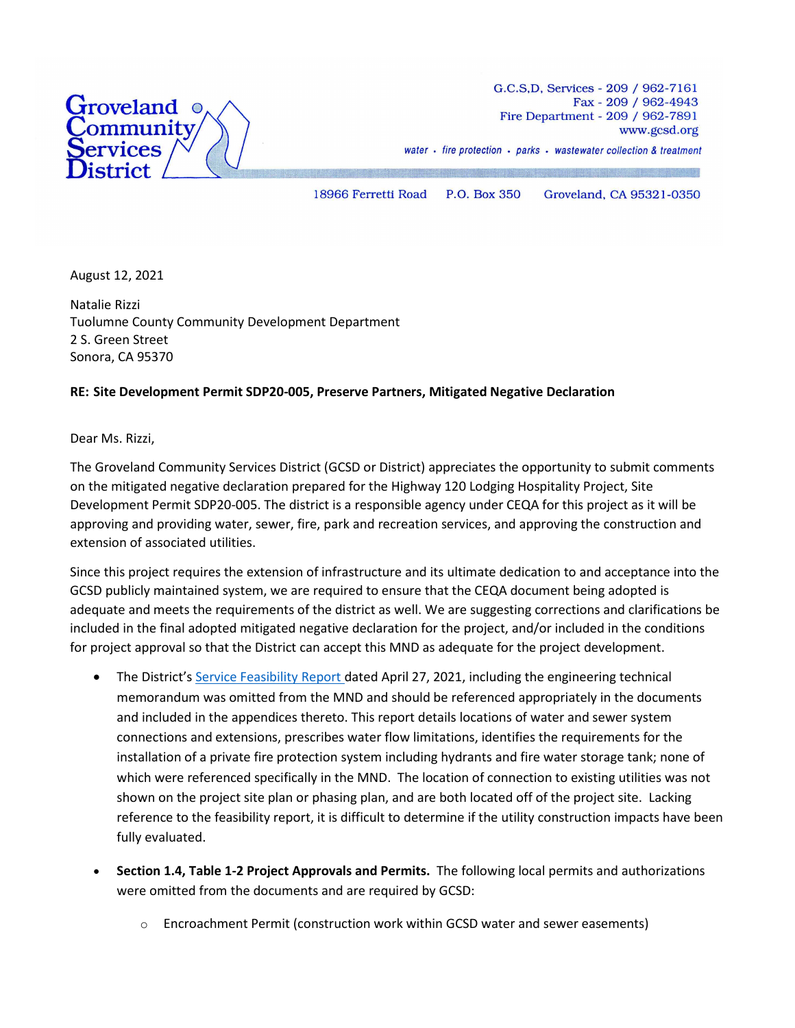Groveland Community Services District

G.C.S,D. Services - 209 / 962-7161
Fax - 209 / 962-4943
Fire Department - 209 / 962-7891
www.gcsd.org

*water • fire protection • parks • wastewater collection & treatment*

18966 Ferretti Road P.O. Box 350 Groveland, CA 95321-0350

August 12, 2021

Natalie Rizzi
Tuolumne County Community Development Department
2 S. Green Street
Sonora, CA 95370

**RE: Site Development Permit SDP20-005, Preserve Partners, Mitigated Negative Declaration**

Dear Ms. Rizzi,

The Groveland Community Services District (GCSD or District) appreciates the opportunity to submit comments on the mitigated negative declaration prepared for the Highway 120 Lodging Hospitality Project, Site Development Permit SDP20-005. The district is a responsible agency under CEQA for this project as it will be approving and providing water, sewer, fire, park and recreation services, and approving the construction and extension of associated utilities.

Since this project requires the extension of infrastructure and its ultimate dedication to and acceptance into the GCSD publicly maintained system, we are required to ensure that the CEQA document being adopted is adequate and meets the requirements of the district as well. We are suggesting corrections and clarifications be included in the final adopted mitigated negative declaration for the project, and/or included in the conditions for project approval so that the District can accept this MND as adequate for the project development.

- The District's Service Feasibility Report dated April 27, 2021, including the engineering technical memorandum was omitted from the MND and should be referenced appropriately in the documents and included in the appendices thereto. This report details locations of water and sewer system connections and extensions, prescribes water flow limitations, identifies the requirements for the installation of a private fire protection system including hydrants and fire water storage tank; none of which were referenced specifically in the MND. The location of connection to existing utilities was not shown on the project site plan or phasing plan, and are both located off of the project site. Lacking reference to the feasibility report, it is difficult to determine if the utility construction impacts have been fully evaluated.

- **Section 1.4, Table 1-2 Project Approvals and Permits.** The following local permits and authorizations were omitted from the documents and are required by GCSD:
    - Encroachment Permit (construction work within GCSD water and sewer easements)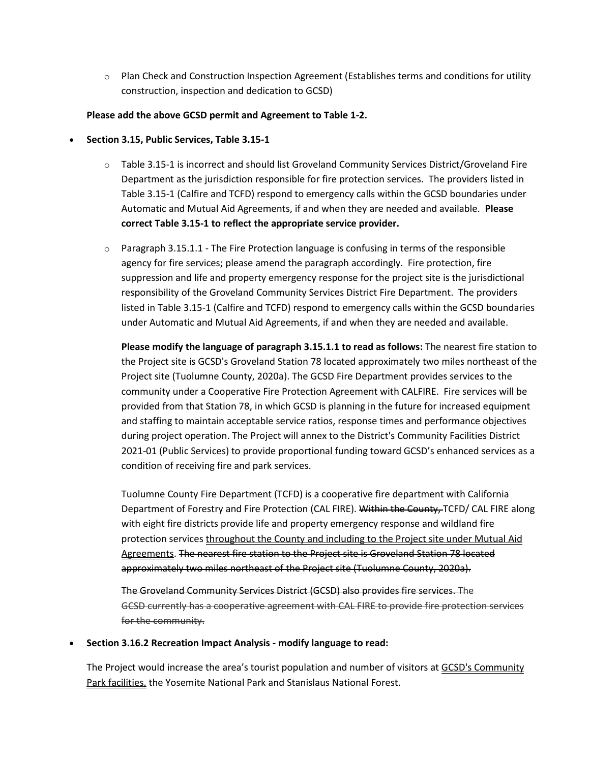- Plan Check and Construction Inspection Agreement (Establishes terms and conditions for utility construction, inspection and dedication to GCSD)

  **Please add the above GCSD permit and Agreement to Table 1-2.**

- **Section 3.15, Public Services, Table 3.15-1**

   - Table 3.15-1 is incorrect and should list Groveland Community Services District/Groveland Fire Department as the jurisdiction responsible for fire protection services. The providers listed in Table 3.15-1 (Calfire and TCFD) respond to emergency calls within the GCSD boundaries under Automatic and Mutual Aid Agreements, if and when they are needed and available. **Please correct Table 3.15-1 to reflect the appropriate service provider.**

   - Paragraph 3.15.1.1 - The Fire Protection language is confusing in terms of the responsible agency for fire services; please amend the paragraph accordingly. Fire protection, fire suppression and life and property emergency response for the project site is the jurisdictional responsibility of the Groveland Community Services District Fire Department. The providers listed in Table 3.15-1 (Calfire and TCFD) respond to emergency calls within the GCSD boundaries under Automatic and Mutual Aid Agreements, if and when they are needed and available.

     **Please modify the language of paragraph 3.15.1.1 to read as follows:** The nearest fire station to the Project site is GCSD's Groveland Station 78 located approximately two miles northeast of the Project site (Tuolumne County, 2020a). The GCSD Fire Department provides services to the community under a Cooperative Fire Protection Agreement with CALFIRE. Fire services will be provided from that Station 78, in which GCSD is planning in the future for increased equipment and staffing to maintain acceptable service ratios, response times and performance objectives during project operation. The Project will annex to the District's Community Facilities District 2021-01 (Public Services) to provide proportional funding toward GCSD's enhanced services as a condition of receiving fire and park services.

     Tuolumne County Fire Department (TCFD) is a cooperative fire department with California Department of Forestry and Fire Protection (CAL FIRE). ~~Within the County,~~ TCFD/ CAL FIRE along with eight fire districts provide life and property emergency response and wildland fire protection services <u>throughout the County and including to the Project site under Mutual Aid Agreements</u>. ~~The nearest fire station to the Project site is Groveland Station 78 located approximately two miles northeast of the Project site (Tuolumne County, 2020a).~~

     ~~The Groveland Community Services District (GCSD) also provides fire services. The GCSD currently has a cooperative agreement with CAL FIRE to provide fire protection services for the community.~~

- **Section 3.16.2 Recreation Impact Analysis - modify language to read:**

  The Project would increase the area's tourist population and number of visitors at <u>GCSD's Community Park facilities,</u> the Yosemite National Park and Stanislaus National Forest.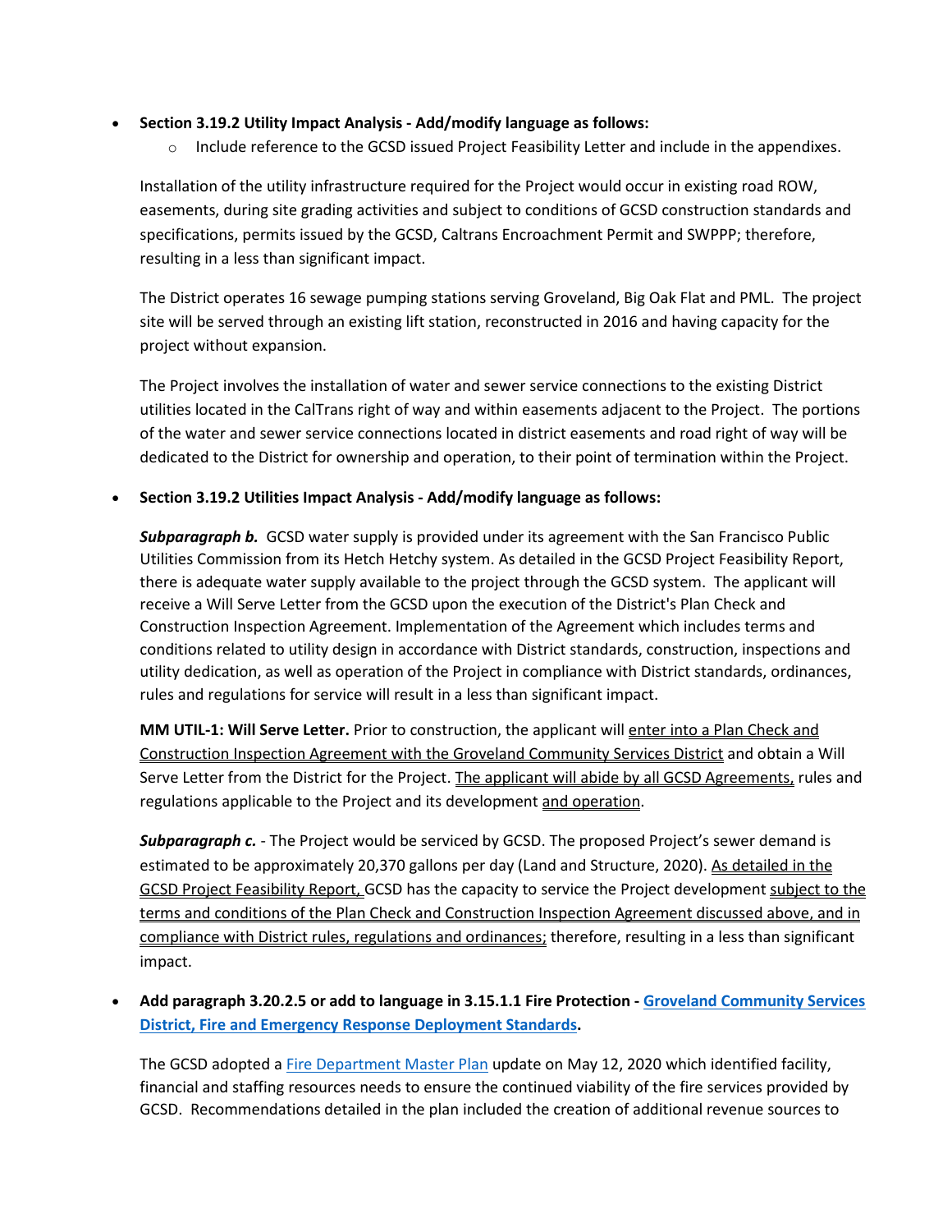- **Section 3.19.2 Utility Impact Analysis - Add/modify language as follows:**
  - Include reference to the GCSD issued Project Feasibility Letter and include in the appendixes.

Installation of the utility infrastructure required for the Project would occur in existing road ROW, easements, during site grading activities and subject to conditions of GCSD construction standards and specifications, permits issued by the GCSD, Caltrans Encroachment Permit and SWPPP; therefore, resulting in a less than significant impact.

The District operates 16 sewage pumping stations serving Groveland, Big Oak Flat and PML. The project site will be served through an existing lift station, reconstructed in 2016 and having capacity for the project without expansion.

The Project involves the installation of water and sewer service connections to the existing District utilities located in the CalTrans right of way and within easements adjacent to the Project. The portions of the water and sewer service connections located in district easements and road right of way will be dedicated to the District for ownership and operation, to their point of termination within the Project.

- **Section 3.19.2 Utilities Impact Analysis - Add/modify language as follows:**

***Subparagraph b.*** GCSD water supply is provided under its agreement with the San Francisco Public Utilities Commission from its Hetch Hetchy system. As detailed in the GCSD Project Feasibility Report, there is adequate water supply available to the project through the GCSD system. The applicant will receive a Will Serve Letter from the GCSD upon the execution of the District's Plan Check and Construction Inspection Agreement. Implementation of the Agreement which includes terms and conditions related to utility design in accordance with District standards, construction, inspections and utility dedication, as well as operation of the Project in compliance with District standards, ordinances, rules and regulations for service will result in a less than significant impact.

**MM UTIL-1: Will Serve Letter.** Prior to construction, the applicant will <u>enter into a Plan Check and Construction Inspection Agreement with the Groveland Community Services District</u> and obtain a Will Serve Letter from the District for the Project. <u>The applicant will abide by all GCSD Agreements,</u> rules and regulations applicable to the Project and its development <u>and operation</u>.

***Subparagraph c.*** - The Project would be serviced by GCSD. The proposed Project's sewer demand is estimated to be approximately 20,370 gallons per day (Land and Structure, 2020). <u>As detailed in the GCSD Project Feasibility Report,</u> GCSD has the capacity to service the Project development <u>subject to the terms and conditions of the Plan Check and Construction Inspection Agreement discussed above, and in compliance with District rules, regulations and ordinances;</u> therefore, resulting in a less than significant impact.

- **Add paragraph 3.20.2.5 or add to language in 3.15.1.1 Fire Protection - [Groveland Community Services District, Fire and Emergency Response Deployment Standards](#).**

The GCSD adopted a [Fire Department Master Plan](#) update on May 12, 2020 which identified facility, financial and staffing resources needs to ensure the continued viability of the fire services provided by GCSD. Recommendations detailed in the plan included the creation of additional revenue sources to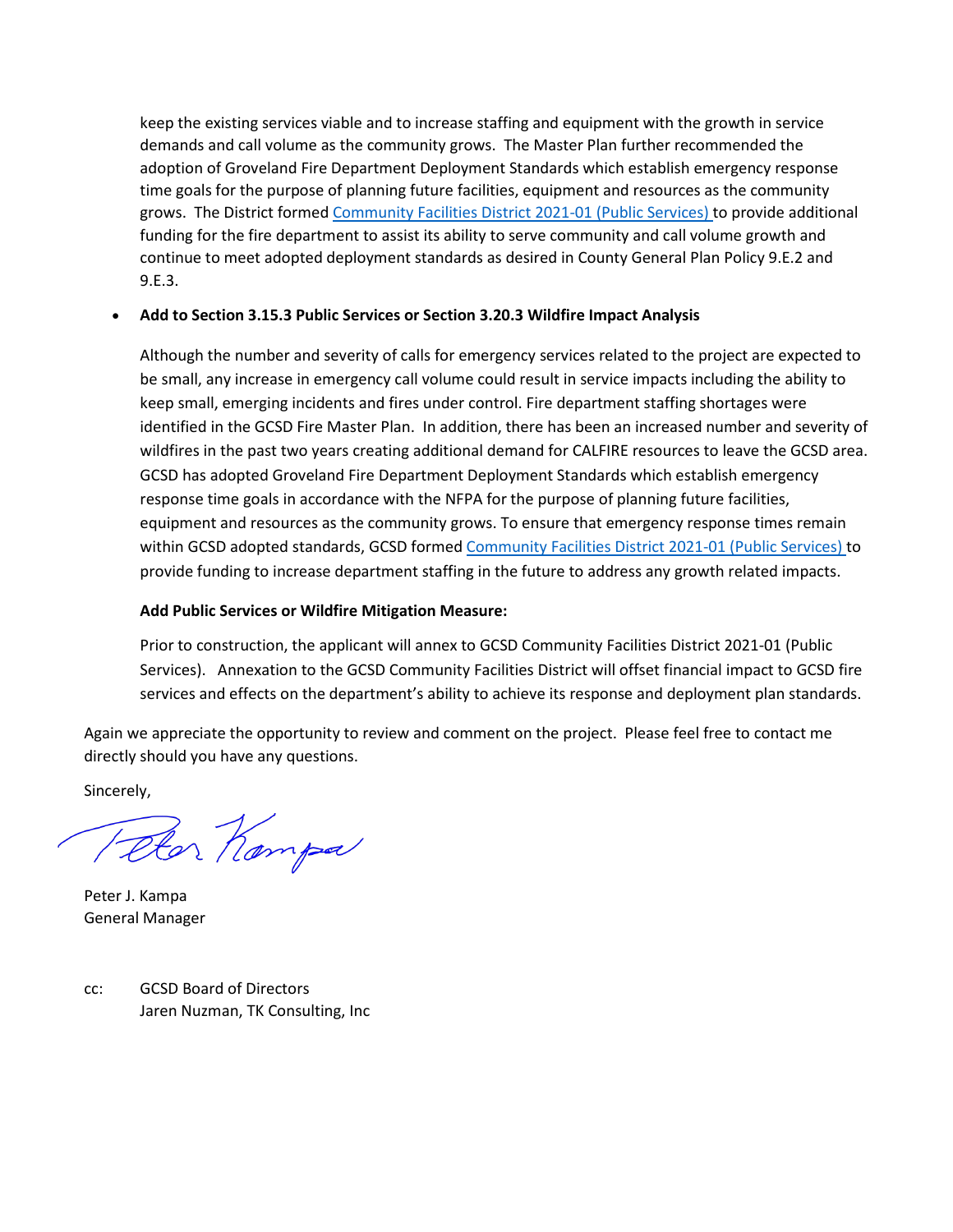keep the existing services viable and to increase staffing and equipment with the growth in service demands and call volume as the community grows. The Master Plan further recommended the adoption of Groveland Fire Department Deployment Standards which establish emergency response time goals for the purpose of planning future facilities, equipment and resources as the community grows. The District formed Community Facilities District 2021-01 (Public Services) to provide additional funding for the fire department to assist its ability to serve community and call volume growth and continue to meet adopted deployment standards as desired in County General Plan Policy 9.E.2 and 9.E.3.

- **Add to Section 3.15.3 Public Services or Section 3.20.3 Wildfire Impact Analysis**

  Although the number and severity of calls for emergency services related to the project are expected to be small, any increase in emergency call volume could result in service impacts including the ability to keep small, emerging incidents and fires under control. Fire department staffing shortages were identified in the GCSD Fire Master Plan. In addition, there has been an increased number and severity of wildfires in the past two years creating additional demand for CALFIRE resources to leave the GCSD area. GCSD has adopted Groveland Fire Department Deployment Standards which establish emergency response time goals in accordance with the NFPA for the purpose of planning future facilities, equipment and resources as the community grows. To ensure that emergency response times remain within GCSD adopted standards, GCSD formed Community Facilities District 2021-01 (Public Services) to provide funding to increase department staffing in the future to address any growth related impacts.

  **Add Public Services or Wildfire Mitigation Measure:**

  Prior to construction, the applicant will annex to GCSD Community Facilities District 2021-01 (Public Services). Annexation to the GCSD Community Facilities District will offset financial impact to GCSD fire services and effects on the department's ability to achieve its response and deployment plan standards.

Again we appreciate the opportunity to review and comment on the project. Please feel free to contact me directly should you have any questions.

Sincerely,

Peter Kampa

Peter J. Kampa
General Manager

cc: GCSD Board of Directors
Jaren Nuzman, TK Consulting, Inc